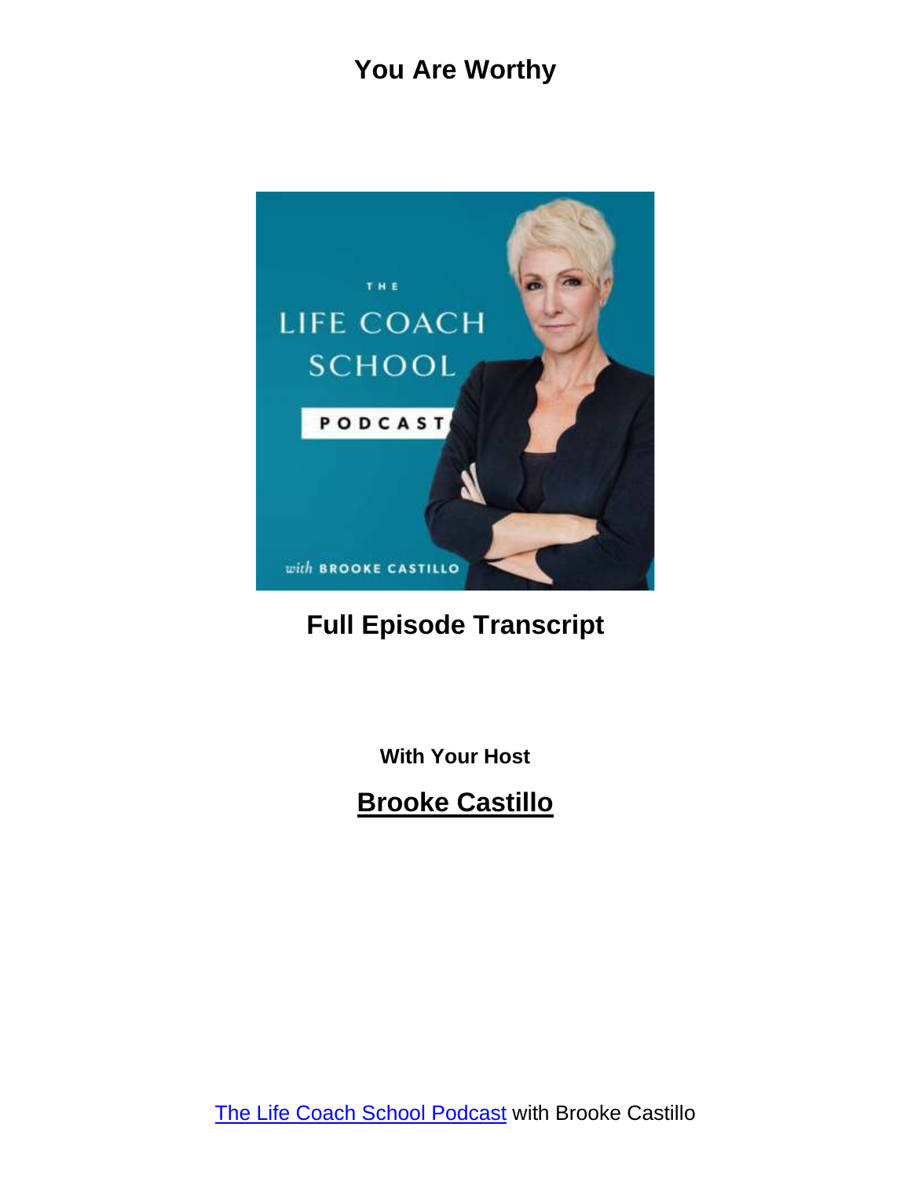# You Are Worthy

## Full Episode Transcript

**With Your Host**

**Brooke Castillo**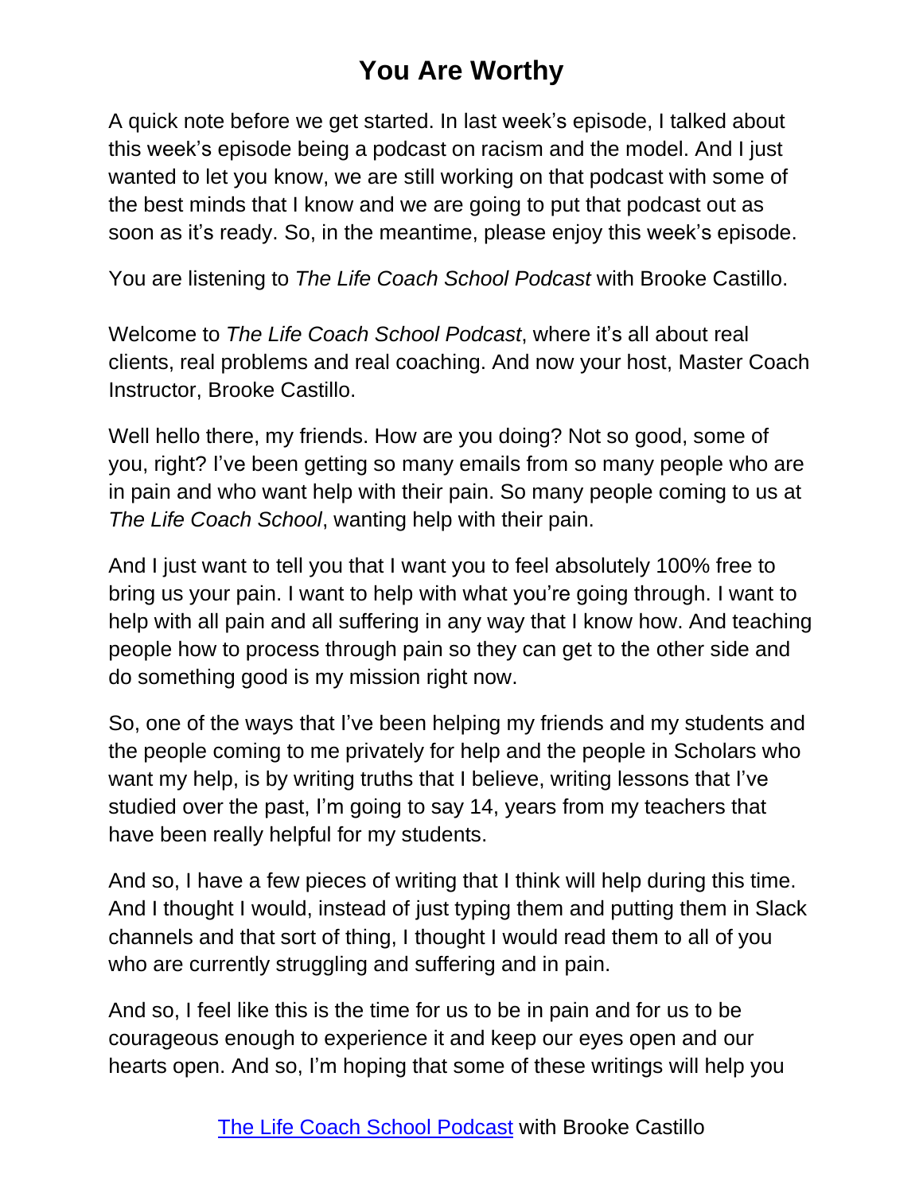# You Are Worthy

A quick note before we get started. In last week's episode, I talked about this week's episode being a podcast on racism and the model. And I just wanted to let you know, we are still working on that podcast with some of the best minds that I know and we are going to put that podcast out as soon as it's ready. So, in the meantime, please enjoy this week's episode.

You are listening to *The Life Coach School Podcast* with Brooke Castillo.

Welcome to *The Life Coach School Podcast*, where it's all about real clients, real problems and real coaching. And now your host, Master Coach Instructor, Brooke Castillo.

Well hello there, my friends. How are you doing? Not so good, some of you, right? I've been getting so many emails from so many people who are in pain and who want help with their pain. So many people coming to us at *The Life Coach School*, wanting help with their pain.

And I just want to tell you that I want you to feel absolutely 100% free to bring us your pain. I want to help with what you're going through. I want to help with all pain and all suffering in any way that I know how. And teaching people how to process through pain so they can get to the other side and do something good is my mission right now.

So, one of the ways that I've been helping my friends and my students and the people coming to me privately for help and the people in Scholars who want my help, is by writing truths that I believe, writing lessons that I've studied over the past, I'm going to say 14, years from my teachers that have been really helpful for my students.

And so, I have a few pieces of writing that I think will help during this time. And I thought I would, instead of just typing them and putting them in Slack channels and that sort of thing, I thought I would read them to all of you who are currently struggling and suffering and in pain.

And so, I feel like this is the time for us to be in pain and for us to be courageous enough to experience it and keep our eyes open and our hearts open. And so, I'm hoping that some of these writings will help you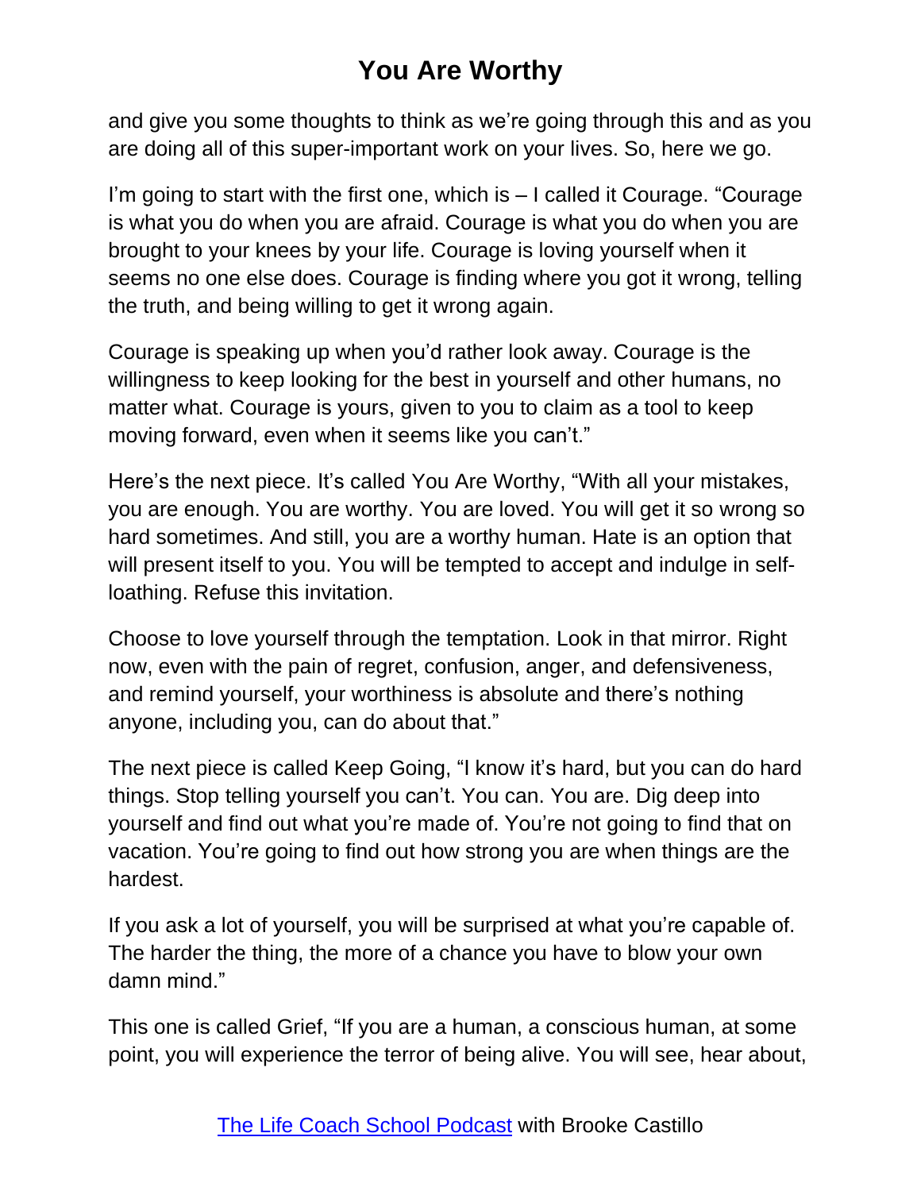and give you some thoughts to think as we're going through this and as you are doing all of this super-important work on your lives. So, here we go.

I'm going to start with the first one, which is – I called it Courage. "Courage is what you do when you are afraid. Courage is what you do when you are brought to your knees by your life. Courage is loving yourself when it seems no one else does. Courage is finding where you got it wrong, telling the truth, and being willing to get it wrong again.

Courage is speaking up when you'd rather look away. Courage is the willingness to keep looking for the best in yourself and other humans, no matter what. Courage is yours, given to you to claim as a tool to keep moving forward, even when it seems like you can't."

Here's the next piece. It's called You Are Worthy, "With all your mistakes, you are enough. You are worthy. You are loved. You will get it so wrong so hard sometimes. And still, you are a worthy human. Hate is an option that will present itself to you. You will be tempted to accept and indulge in self-loathing. Refuse this invitation.

Choose to love yourself through the temptation. Look in that mirror. Right now, even with the pain of regret, confusion, anger, and defensiveness, and remind yourself, your worthiness is absolute and there's nothing anyone, including you, can do about that."

The next piece is called Keep Going, "I know it's hard, but you can do hard things. Stop telling yourself you can't. You can. You are. Dig deep into yourself and find out what you're made of. You're not going to find that on vacation. You're going to find out how strong you are when things are the hardest.

If you ask a lot of yourself, you will be surprised at what you're capable of. The harder the thing, the more of a chance you have to blow your own damn mind."

This one is called Grief, "If you are a human, a conscious human, at some point, you will experience the terror of being alive. You will see, hear about,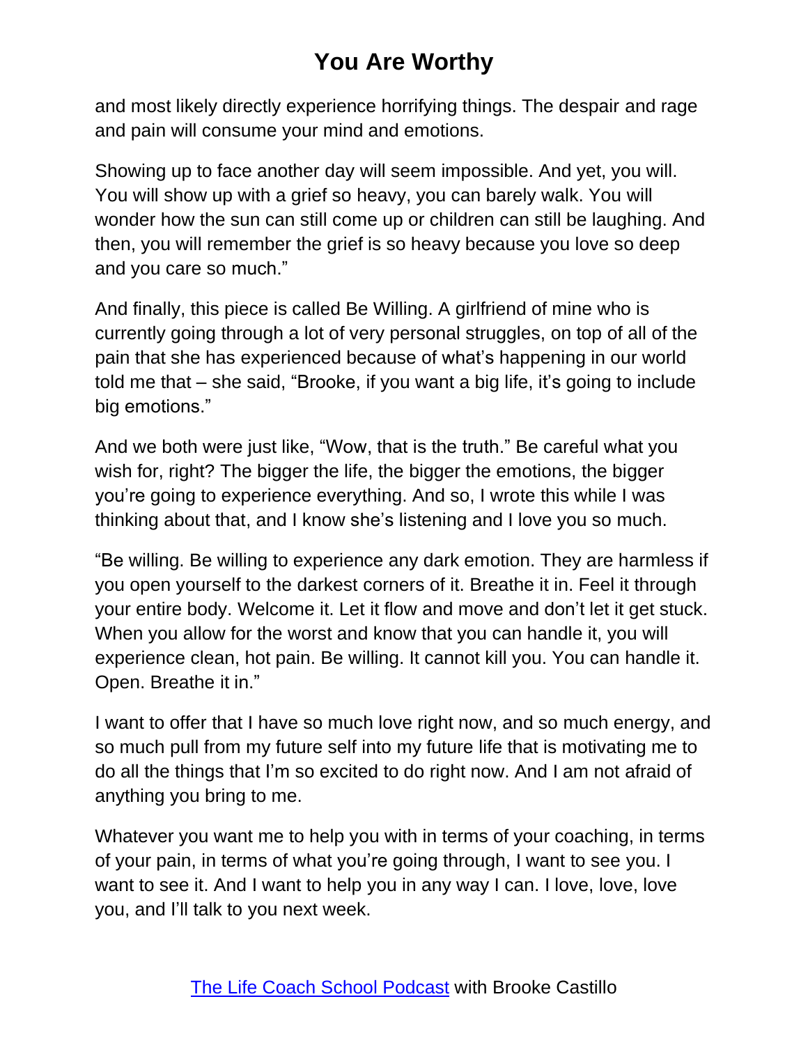and most likely directly experience horrifying things. The despair and rage and pain will consume your mind and emotions.

Showing up to face another day will seem impossible. And yet, you will. You will show up with a grief so heavy, you can barely walk. You will wonder how the sun can still come up or children can still be laughing. And then, you will remember the grief is so heavy because you love so deep and you care so much."

And finally, this piece is called Be Willing. A girlfriend of mine who is currently going through a lot of very personal struggles, on top of all of the pain that she has experienced because of what's happening in our world told me that – she said, "Brooke, if you want a big life, it's going to include big emotions."

And we both were just like, "Wow, that is the truth." Be careful what you wish for, right? The bigger the life, the bigger the emotions, the bigger you're going to experience everything. And so, I wrote this while I was thinking about that, and I know she's listening and I love you so much.

"Be willing. Be willing to experience any dark emotion. They are harmless if you open yourself to the darkest corners of it. Breathe it in. Feel it through your entire body. Welcome it. Let it flow and move and don't let it get stuck. When you allow for the worst and know that you can handle it, you will experience clean, hot pain. Be willing. It cannot kill you. You can handle it. Open. Breathe it in."

I want to offer that I have so much love right now, and so much energy, and so much pull from my future self into my future life that is motivating me to do all the things that I'm so excited to do right now. And I am not afraid of anything you bring to me.

Whatever you want me to help you with in terms of your coaching, in terms of your pain, in terms of what you're going through, I want to see you. I want to see it. And I want to help you in any way I can. I love, love, love you, and I'll talk to you next week.